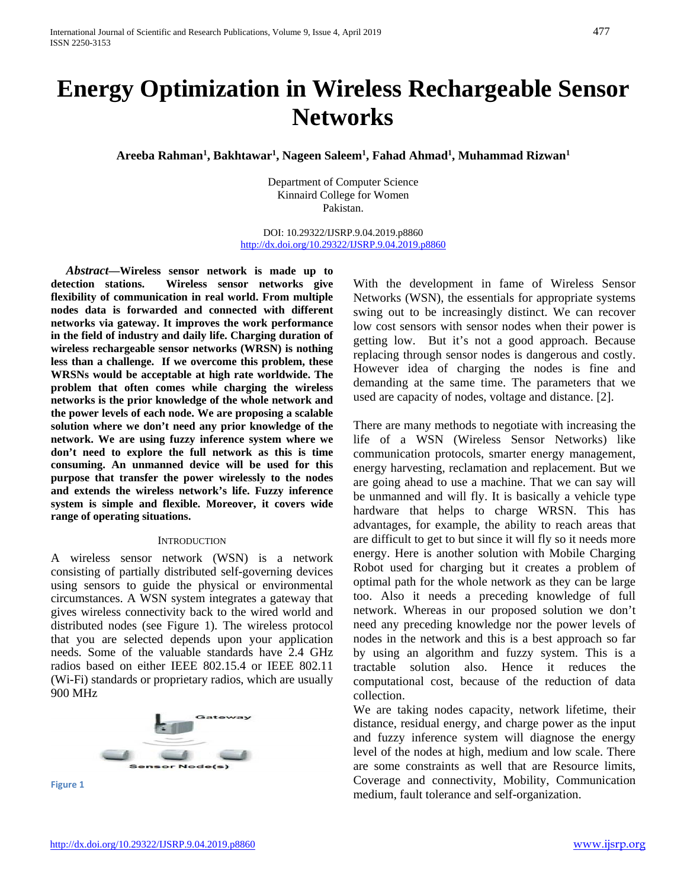# Energy Optimization in Wireless Rechargeable Sensor Networks

**Areeba Rahman[1], Bakhtawar[1], Nageen Saleem[1], Fahad Ahmad[1], Muhammad Rizwan[1]**

Department of Computer Science
Kinnaird College for Women
Pakistan.

DOI: 10.29322/IJSRP.9.04.2019.p8860
http://dx.doi.org/10.29322/IJSRP.9.04.2019.p8860

***Abstract*—Wireless sensor network is made up to detection stations. Wireless sensor networks give flexibility of communication in real world. From multiple nodes data is forwarded and connected with different networks via gateway. It improves the work performance in the field of industry and daily life. Charging duration of wireless rechargeable sensor networks (WRSN) is nothing less than a challenge. If we overcome this problem, these WRSNs would be acceptable at high rate worldwide. The problem that often comes while charging the wireless networks is the prior knowledge of the whole network and the power levels of each node. We are proposing a scalable solution where we don't need any prior knowledge of the network. We are using fuzzy inference system where we don't need to explore the full network as this is time consuming. An unmanned device will be used for this purpose that transfer the power wirelessly to the nodes and extends the wireless network's life. Fuzzy inference system is simple and flexible. Moreover, it covers wide range of operating situations.**

## INTRODUCTION

A wireless sensor network (WSN) is a network consisting of partially distributed self-governing devices using sensors to guide the physical or environmental circumstances. A WSN system integrates a gateway that gives wireless connectivity back to the wired world and distributed nodes (see Figure 1). The wireless protocol that you are selected depends upon your application needs. Some of the valuable standards have 2.4 GHz radios based on either IEEE 802.15.4 or IEEE 802.11 (Wi-Fi) standards or proprietary radios, which are usually 900 MHz

Figure 1

With the development in fame of Wireless Sensor Networks (WSN), the essentials for appropriate systems swing out to be increasingly distinct. We can recover low cost sensors with sensor nodes when their power is getting low. But it's not a good approach. Because replacing through sensor nodes is dangerous and costly. However idea of charging the nodes is fine and demanding at the same time. The parameters that we used are capacity of nodes, voltage and distance. [2].

There are many methods to negotiate with increasing the life of a WSN (Wireless Sensor Networks) like communication protocols, smarter energy management, energy harvesting, reclamation and replacement. But we are going ahead to use a machine. That we can say will be unmanned and will fly. It is basically a vehicle type hardware that helps to charge WRSN. This has advantages, for example, the ability to reach areas that are difficult to get to but since it will fly so it needs more energy. Here is another solution with Mobile Charging Robot used for charging but it creates a problem of optimal path for the whole network as they can be large too. Also it needs a preceding knowledge of full network. Whereas in our proposed solution we don't need any preceding knowledge nor the power levels of nodes in the network and this is a best approach so far by using an algorithm and fuzzy system. This is a tractable solution also. Hence it reduces the computational cost, because of the reduction of data collection.

We are taking nodes capacity, network lifetime, their distance, residual energy, and charge power as the input and fuzzy inference system will diagnose the energy level of the nodes at high, medium and low scale. There are some constraints as well that are Resource limits, Coverage and connectivity, Mobility, Communication medium, fault tolerance and self-organization.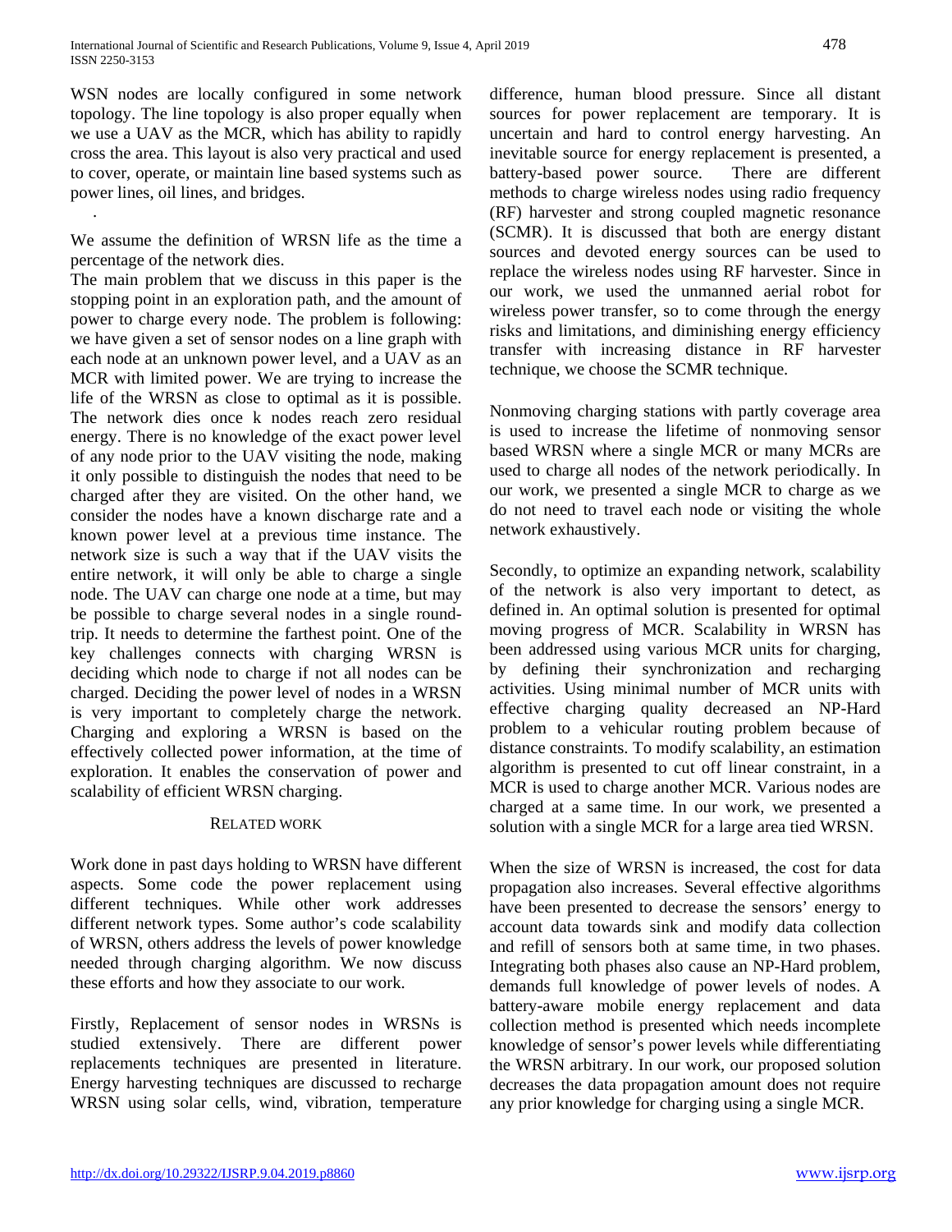WSN nodes are locally configured in some network topology. The line topology is also proper equally when we use a UAV as the MCR, which has ability to rapidly cross the area. This layout is also very practical and used to cover, operate, or maintain line based systems such as power lines, oil lines, and bridges.

.

We assume the definition of WRSN life as the time a percentage of the network dies.

The main problem that we discuss in this paper is the stopping point in an exploration path, and the amount of power to charge every node. The problem is following: we have given a set of sensor nodes on a line graph with each node at an unknown power level, and a UAV as an MCR with limited power. We are trying to increase the life of the WRSN as close to optimal as it is possible. The network dies once k nodes reach zero residual energy. There is no knowledge of the exact power level of any node prior to the UAV visiting the node, making it only possible to distinguish the nodes that need to be charged after they are visited. On the other hand, we consider the nodes have a known discharge rate and a known power level at a previous time instance. The network size is such a way that if the UAV visits the entire network, it will only be able to charge a single node. The UAV can charge one node at a time, but may be possible to charge several nodes in a single round-trip. It needs to determine the farthest point. One of the key challenges connects with charging WRSN is deciding which node to charge if not all nodes can be charged. Deciding the power level of nodes in a WRSN is very important to completely charge the network. Charging and exploring a WRSN is based on the effectively collected power information, at the time of exploration. It enables the conservation of power and scalability of efficient WRSN charging.

## RELATED WORK

Work done in past days holding to WRSN have different aspects. Some code the power replacement using different techniques. While other work addresses different network types. Some author's code scalability of WRSN, others address the levels of power knowledge needed through charging algorithm. We now discuss these efforts and how they associate to our work.

Firstly, Replacement of sensor nodes in WRSNs is studied extensively. There are different power replacements techniques are presented in literature. Energy harvesting techniques are discussed to recharge WRSN using solar cells, wind, vibration, temperature difference, human blood pressure. Since all distant sources for power replacement are temporary. It is uncertain and hard to control energy harvesting. An inevitable source for energy replacement is presented, a battery-based power source. There are different methods to charge wireless nodes using radio frequency (RF) harvester and strong coupled magnetic resonance (SCMR). It is discussed that both are energy distant sources and devoted energy sources can be used to replace the wireless nodes using RF harvester. Since in our work, we used the unmanned aerial robot for wireless power transfer, so to come through the energy risks and limitations, and diminishing energy efficiency transfer with increasing distance in RF harvester technique, we choose the SCMR technique.

Nonmoving charging stations with partly coverage area is used to increase the lifetime of nonmoving sensor based WRSN where a single MCR or many MCRs are used to charge all nodes of the network periodically. In our work, we presented a single MCR to charge as we do not need to travel each node or visiting the whole network exhaustively.

Secondly, to optimize an expanding network, scalability of the network is also very important to detect, as defined in. An optimal solution is presented for optimal moving progress of MCR. Scalability in WRSN has been addressed using various MCR units for charging, by defining their synchronization and recharging activities. Using minimal number of MCR units with effective charging quality decreased an NP-Hard problem to a vehicular routing problem because of distance constraints. To modify scalability, an estimation algorithm is presented to cut off linear constraint, in a MCR is used to charge another MCR. Various nodes are charged at a same time. In our work, we presented a solution with a single MCR for a large area tied WRSN.

When the size of WRSN is increased, the cost for data propagation also increases. Several effective algorithms have been presented to decrease the sensors' energy to account data towards sink and modify data collection and refill of sensors both at same time, in two phases. Integrating both phases also cause an NP-Hard problem, demands full knowledge of power levels of nodes. A battery-aware mobile energy replacement and data collection method is presented which needs incomplete knowledge of sensor's power levels while differentiating the WRSN arbitrary. In our work, our proposed solution decreases the data propagation amount does not require any prior knowledge for charging using a single MCR.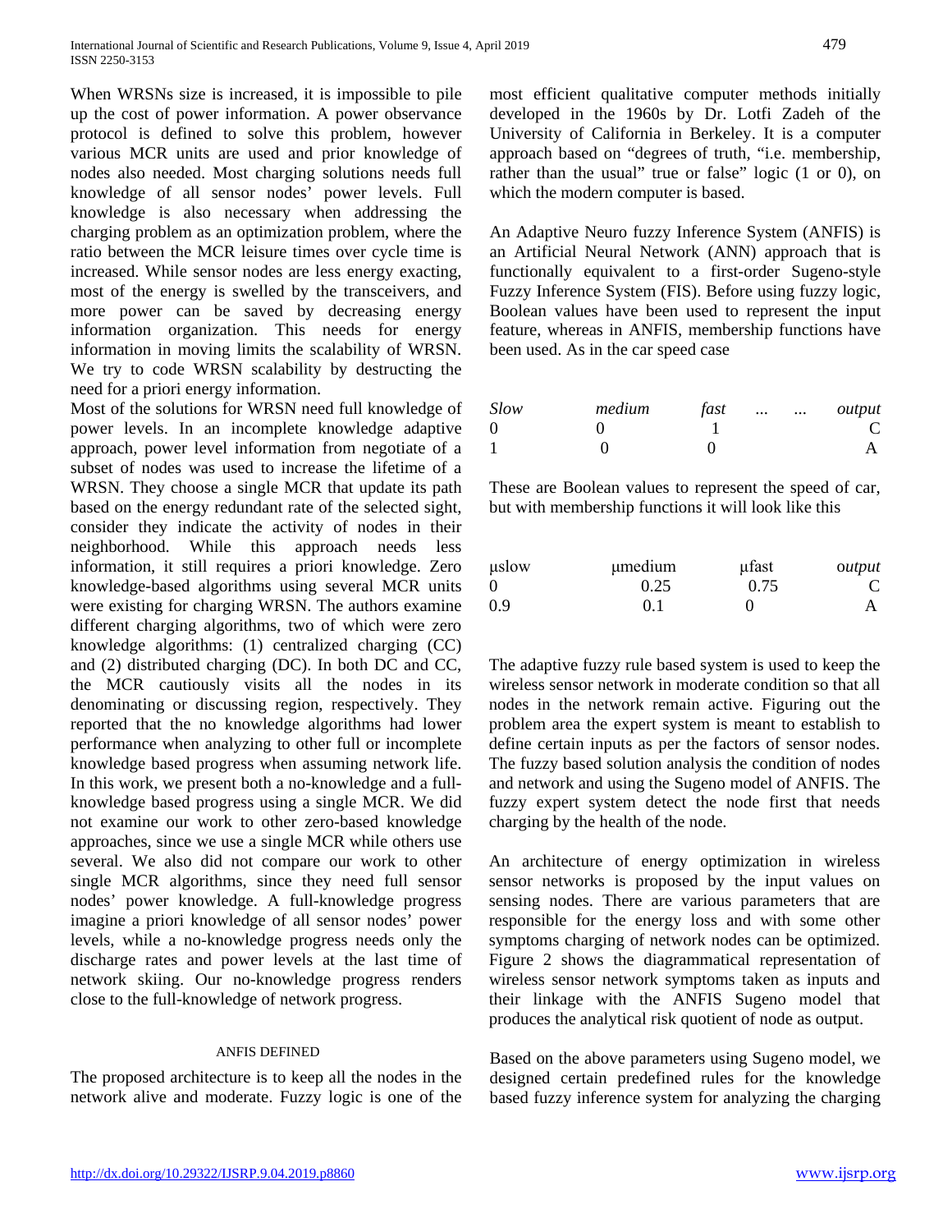When WRSNs size is increased, it is impossible to pile up the cost of power information. A power observance protocol is defined to solve this problem, however various MCR units are used and prior knowledge of nodes also needed. Most charging solutions needs full knowledge of all sensor nodes' power levels. Full knowledge is also necessary when addressing the charging problem as an optimization problem, where the ratio between the MCR leisure times over cycle time is increased. While sensor nodes are less energy exacting, most of the energy is swelled by the transceivers, and more power can be saved by decreasing energy information organization. This needs for energy information in moving limits the scalability of WRSN. We try to code WRSN scalability by destructing the need for a priori energy information.

Most of the solutions for WRSN need full knowledge of power levels. In an incomplete knowledge adaptive approach, power level information from negotiate of a subset of nodes was used to increase the lifetime of a WRSN. They choose a single MCR that update its path based on the energy redundant rate of the selected sight, consider they indicate the activity of nodes in their neighborhood. While this approach needs less information, it still requires a priori knowledge. Zero knowledge-based algorithms using several MCR units were existing for charging WRSN. The authors examine different charging algorithms, two of which were zero knowledge algorithms: (1) centralized charging (CC) and (2) distributed charging (DC). In both DC and CC, the MCR cautiously visits all the nodes in its denominating or discussing region, respectively. They reported that the no knowledge algorithms had lower performance when analyzing to other full or incomplete knowledge based progress when assuming network life. In this work, we present both a no-knowledge and a full-knowledge based progress using a single MCR. We did not examine our work to other zero-based knowledge approaches, since we use a single MCR while others use several. We also did not compare our work to other single MCR algorithms, since they need full sensor nodes' power knowledge. A full-knowledge progress imagine a priori knowledge of all sensor nodes' power levels, while a no-knowledge progress needs only the discharge rates and power levels at the last time of network skiing. Our no-knowledge progress renders close to the full-knowledge of network progress.

## ANFIS DEFINED

The proposed architecture is to keep all the nodes in the network alive and moderate. Fuzzy logic is one of the most efficient qualitative computer methods initially developed in the 1960s by Dr. Lotfi Zadeh of the University of California in Berkeley. It is a computer approach based on "degrees of truth, "i.e. membership, rather than the usual" true or false" logic (1 or 0), on which the modern computer is based.

An Adaptive Neuro fuzzy Inference System (ANFIS) is an Artificial Neural Network (ANN) approach that is functionally equivalent to a first-order Sugeno-style Fuzzy Inference System (FIS). Before using fuzzy logic, Boolean values have been used to represent the input feature, whereas in ANFIS, membership functions have been used. As in the car speed case

| *Slow* | *medium* | *fast* | ... | ... | *output* |
|---|---|---|---|---|---|
| 0 | 0 | 1 | | | C |
| 1 | 0 | 0 | | | A |

These are Boolean values to represent the speed of car, but with membership functions it will look like this

| μslow | μmedium | μfast | *output* |
|---|---|---|---|
| 0 | 0.25 | 0.75 | C |
| 0.9 | 0.1 | 0 | A |

The adaptive fuzzy rule based system is used to keep the wireless sensor network in moderate condition so that all nodes in the network remain active. Figuring out the problem area the expert system is meant to establish to define certain inputs as per the factors of sensor nodes. The fuzzy based solution analysis the condition of nodes and network and using the Sugeno model of ANFIS. The fuzzy expert system detect the node first that needs charging by the health of the node.

An architecture of energy optimization in wireless sensor networks is proposed by the input values on sensing nodes. There are various parameters that are responsible for the energy loss and with some other symptoms charging of network nodes can be optimized. Figure 2 shows the diagrammatical representation of wireless sensor network symptoms taken as inputs and their linkage with the ANFIS Sugeno model that produces the analytical risk quotient of node as output.

Based on the above parameters using Sugeno model, we designed certain predefined rules for the knowledge based fuzzy inference system for analyzing the charging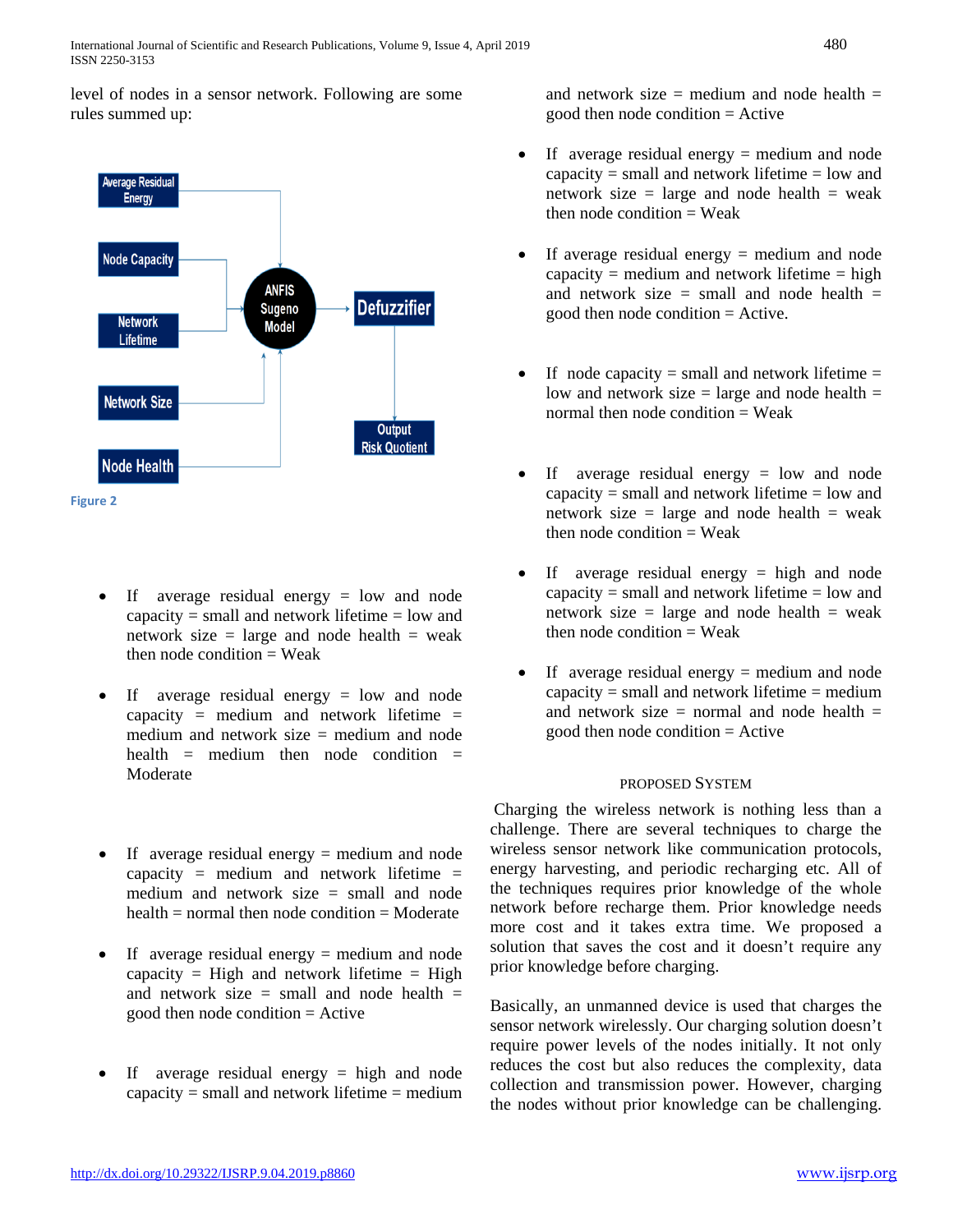level of nodes in a sensor network. Following are some rules summed up:

Figure 2

- If average residual energy = low and node capacity = small and network lifetime = low and network size = large and node health = weak then node condition = Weak

- If average residual energy = low and node capacity = medium and network lifetime = medium and network size = medium and node health = medium then node condition = Moderate

- If average residual energy = medium and node capacity = medium and network lifetime = medium and network size = small and node health = normal then node condition = Moderate

- If average residual energy = medium and node capacity = High and network lifetime = High and network size = small and node health = good then node condition = Active

- If average residual energy = high and node capacity = small and network lifetime = medium and network size = medium and node health = good then node condition = Active

- If average residual energy = medium and node capacity = small and network lifetime = low and network size = large and node health = weak then node condition = Weak

- If average residual energy = medium and node capacity = medium and network lifetime = high and network size = small and node health = good then node condition = Active.

- If node capacity = small and network lifetime = low and network size = large and node health = normal then node condition = Weak

- If average residual energy = low and node capacity = small and network lifetime = low and network size = large and node health = weak then node condition = Weak

- If average residual energy = high and node capacity = small and network lifetime = low and network size = large and node health = weak then node condition = Weak

- If average residual energy = medium and node capacity = small and network lifetime = medium and network size = normal and node health = good then node condition = Active

## PROPOSED SYSTEM

Charging the wireless network is nothing less than a challenge. There are several techniques to charge the wireless sensor network like communication protocols, energy harvesting, and periodic recharging etc. All of the techniques requires prior knowledge of the whole network before recharge them. Prior knowledge needs more cost and it takes extra time. We proposed a solution that saves the cost and it doesn't require any prior knowledge before charging.

Basically, an unmanned device is used that charges the sensor network wirelessly. Our charging solution doesn't require power levels of the nodes initially. It not only reduces the cost but also reduces the complexity, data collection and transmission power. However, charging the nodes without prior knowledge can be challenging.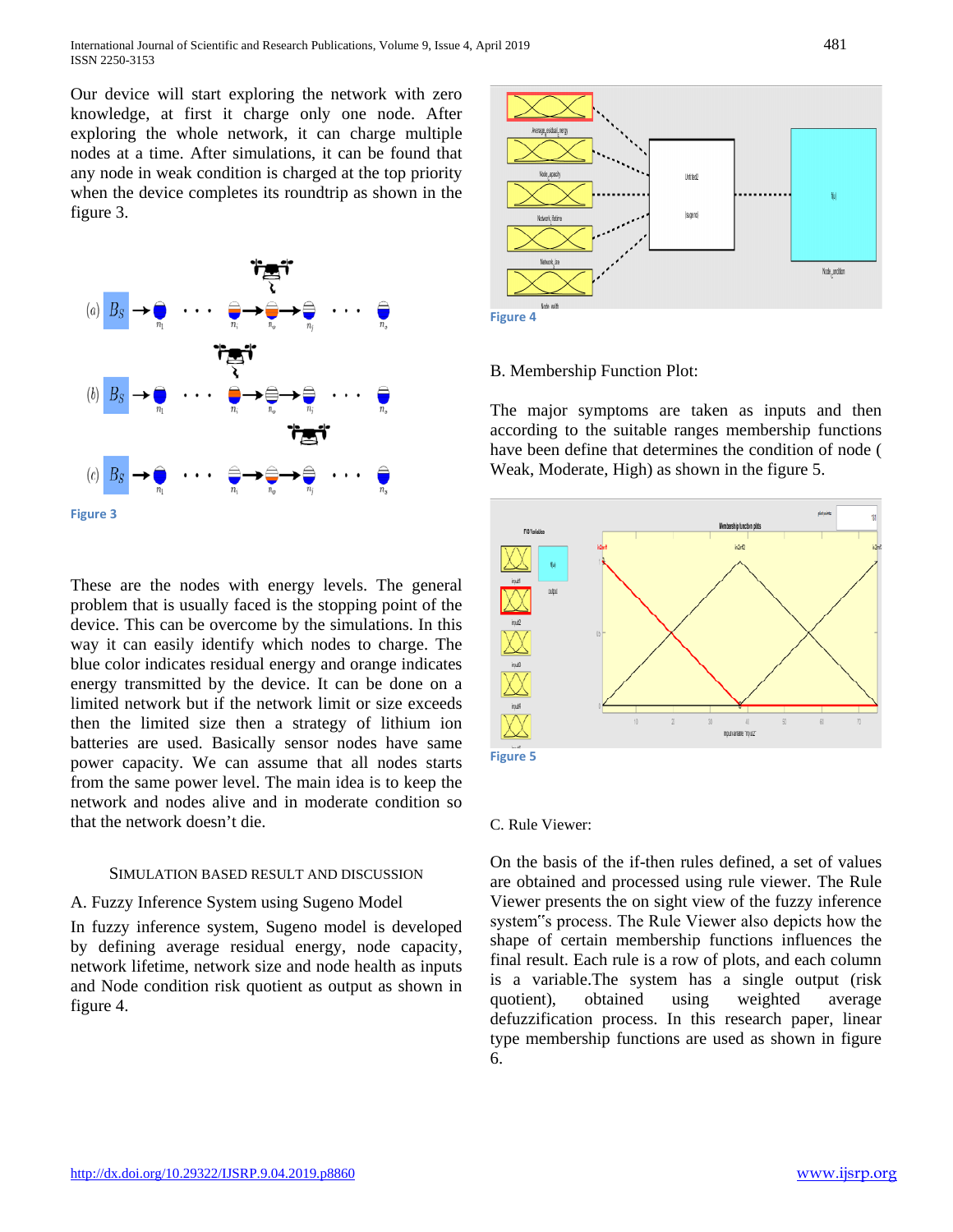Our device will start exploring the network with zero knowledge, at first it charge only one node. After exploring the whole network, it can charge multiple nodes at a time. After simulations, it can be found that any node in weak condition is charged at the top priority when the device completes its roundtrip as shown in the figure 3.

Figure 3

These are the nodes with energy levels. The general problem that is usually faced is the stopping point of the device. This can be overcome by the simulations. In this way it can easily identify which nodes to charge. The blue color indicates residual energy and orange indicates energy transmitted by the device. It can be done on a limited network but if the network limit or size exceeds then the limited size then a strategy of lithium ion batteries are used. Basically sensor nodes have same power capacity. We can assume that all nodes starts from the same power level. The main idea is to keep the network and nodes alive and in moderate condition so that the network doesn't die.

## SIMULATION BASED RESULT AND DISCUSSION

### A. Fuzzy Inference System using Sugeno Model

In fuzzy inference system, Sugeno model is developed by defining average residual energy, node capacity, network lifetime, network size and node health as inputs and Node condition risk quotient as output as shown in figure 4.

Figure 4

### B. Membership Function Plot:

The major symptoms are taken as inputs and then according to the suitable ranges membership functions have been define that determines the condition of node ( Weak, Moderate, High) as shown in the figure 5.

Figure 5

### C. Rule Viewer:

On the basis of the if-then rules defined, a set of values are obtained and processed using rule viewer. The Rule Viewer presents the on sight view of the fuzzy inference system‟s process. The Rule Viewer also depicts how the shape of certain membership functions influences the final result. Each rule is a row of plots, and each column is a variable.The system has a single output (risk quotient), obtained using weighted average defuzzification process. In this research paper, linear type membership functions are used as shown in figure 6.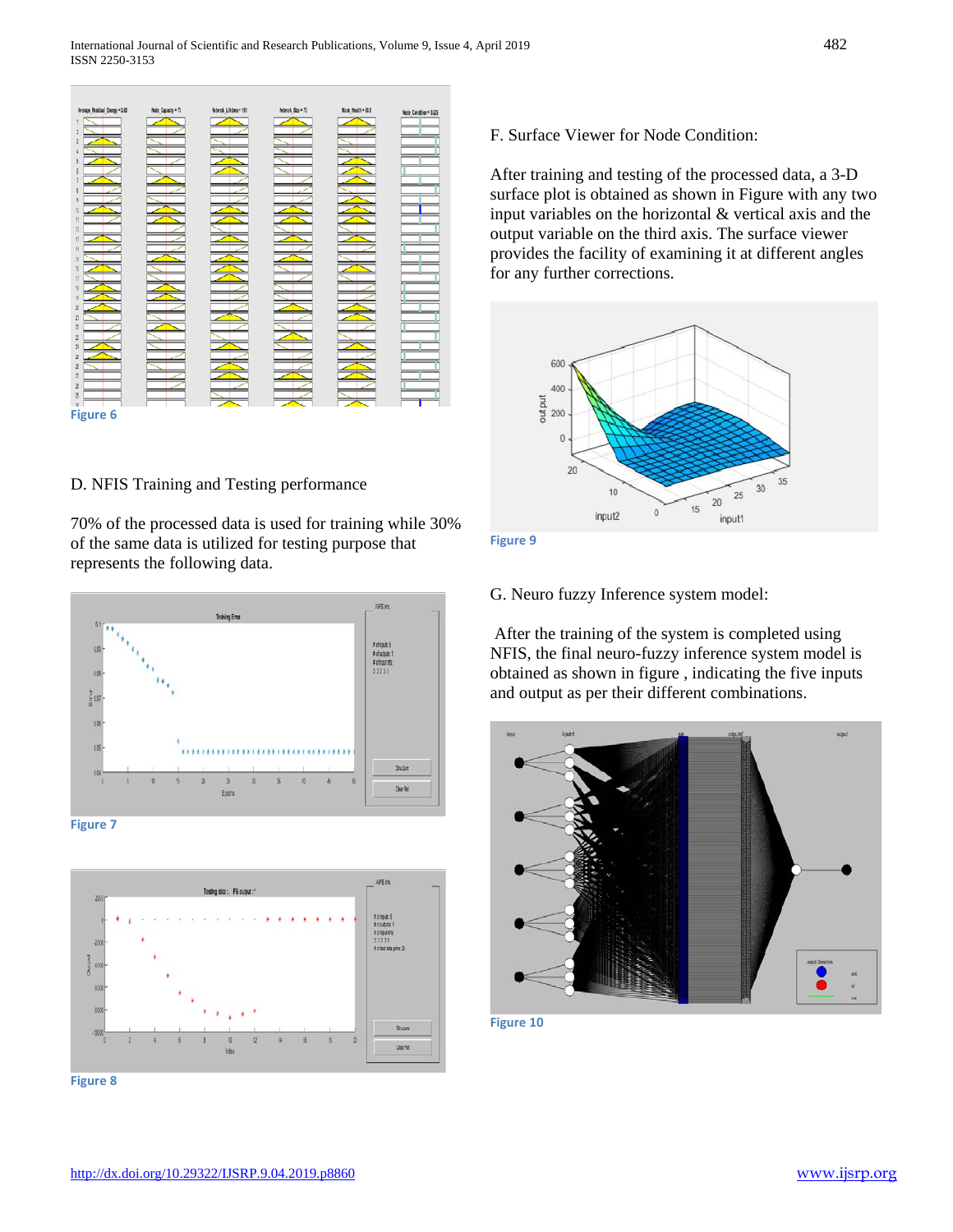Figure 6

D. NFIS Training and Testing performance

70% of the processed data is used for training while 30% of the same data is utilized for testing purpose that represents the following data.

Figure 7

Figure 8

F. Surface Viewer for Node Condition:

After training and testing of the processed data, a 3-D surface plot is obtained as shown in Figure with any two input variables on the horizontal & vertical axis and the output variable on the third axis. The surface viewer provides the facility of examining it at different angles for any further corrections.

Figure 9

G. Neuro fuzzy Inference system model:

After the training of the system is completed using NFIS, the final neuro-fuzzy inference system model is obtained as shown in figure , indicating the five inputs and output as per their different combinations.

Figure 10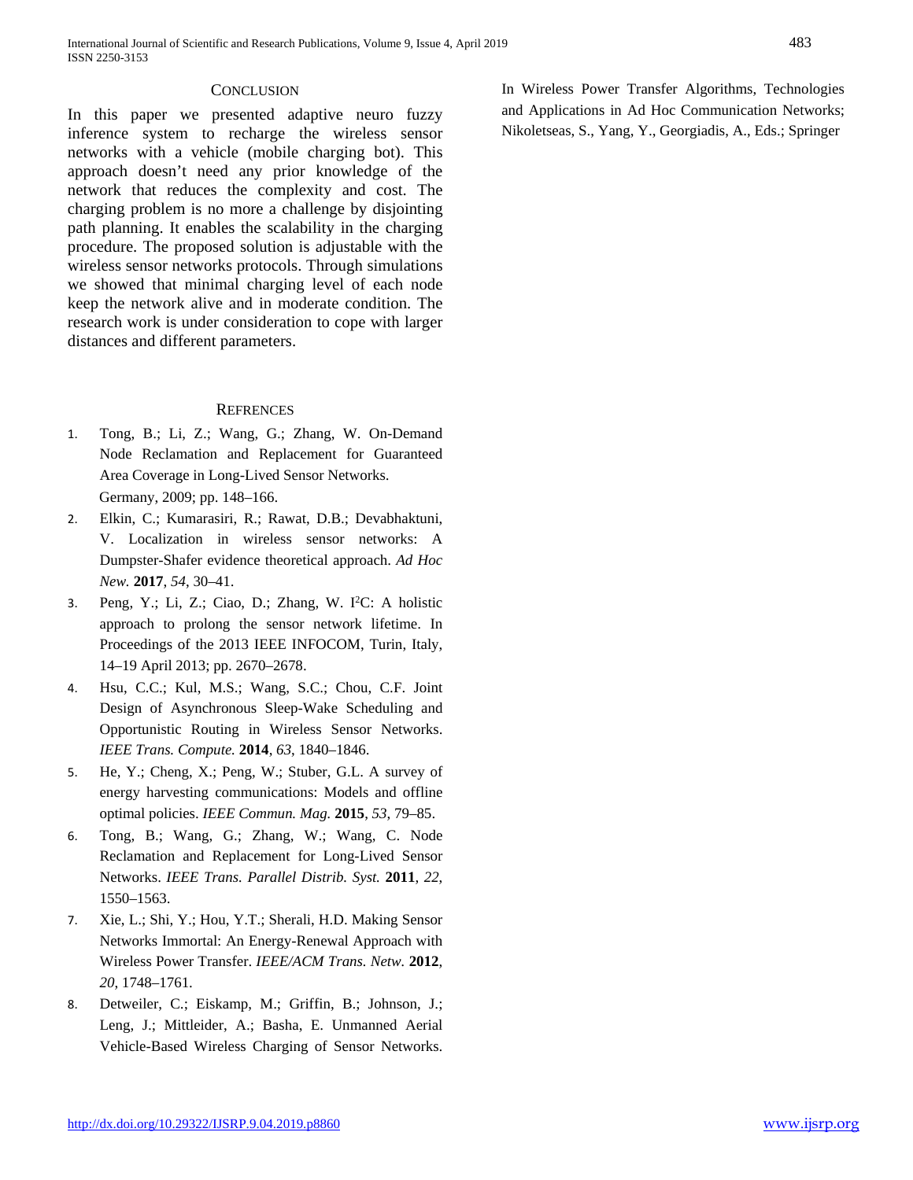## CONCLUSION

In this paper we presented adaptive neuro fuzzy inference system to recharge the wireless sensor networks with a vehicle (mobile charging bot). This approach doesn't need any prior knowledge of the network that reduces the complexity and cost. The charging problem is no more a challenge by disjointing path planning. It enables the scalability in the charging procedure. The proposed solution is adjustable with the wireless sensor networks protocols. Through simulations we showed that minimal charging level of each node keep the network alive and in moderate condition. The research work is under consideration to cope with larger distances and different parameters.

## REFRENCES

1. Tong, B.; Li, Z.; Wang, G.; Zhang, W. On-Demand Node Reclamation and Replacement for Guaranteed Area Coverage in Long-Lived Sensor Networks. In Wireless Power Transfer Algorithms, Technologies and Applications in Ad Hoc Communication Networks; Nikoletseas, S., Yang, Y., Georgiadis, A., Eds.; Springer Germany, 2009; pp. 148–166.
2. Elkin, C.; Kumarasiri, R.; Rawat, D.B.; Devabhaktuni, V. Localization in wireless sensor networks: A Dumpster-Shafer evidence theoretical approach. *Ad Hoc New.* **2017**, *54*, 30–41.
3. Peng, Y.; Li, Z.; Ciao, D.; Zhang, W. $I^2C$: A holistic approach to prolong the sensor network lifetime. In Proceedings of the 2013 IEEE INFOCOM, Turin, Italy, 14–19 April 2013; pp. 2670–2678.
4. Hsu, C.C.; Kul, M.S.; Wang, S.C.; Chou, C.F. Joint Design of Asynchronous Sleep-Wake Scheduling and Opportunistic Routing in Wireless Sensor Networks. *IEEE Trans. Compute.* **2014**, *63*, 1840–1846.
5. He, Y.; Cheng, X.; Peng, W.; Stuber, G.L. A survey of energy harvesting communications: Models and offline optimal policies. *IEEE Commun. Mag.* **2015**, *53*, 79–85.
6. Tong, B.; Wang, G.; Zhang, W.; Wang, C. Node Reclamation and Replacement for Long-Lived Sensor Networks. *IEEE Trans. Parallel Distrib. Syst.* **2011**, *22*, 1550–1563.
7. Xie, L.; Shi, Y.; Hou, Y.T.; Sherali, H.D. Making Sensor Networks Immortal: An Energy-Renewal Approach with Wireless Power Transfer. *IEEE/ACM Trans. Netw.* **2012**, *20*, 1748–1761.
8. Detweiler, C.; Eiskamp, M.; Griffin, B.; Johnson, J.; Leng, J.; Mittleider, A.; Basha, E. Unmanned Aerial Vehicle-Based Wireless Charging of Sensor Networks.